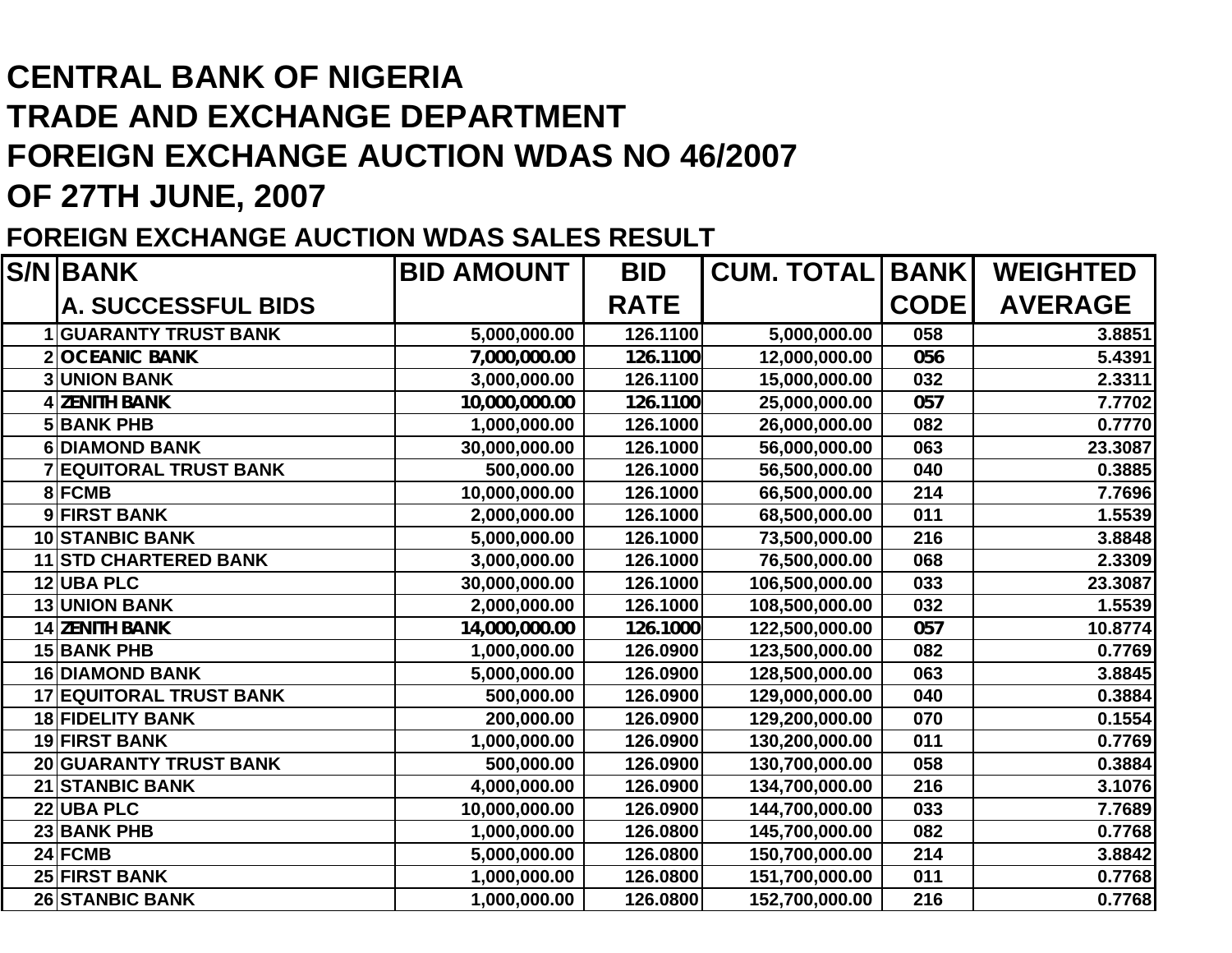# CENTRAL BANK OF NIGERIA
# TRADE AND EXCHANGE DEPARTMENT
# FOREIGN EXCHANGE AUCTION WDAS NO 46/2007
# OF 27TH JUNE, 2007

## FOREIGN EXCHANGE AUCTION WDAS SALES RESULT

| S/N | BANK<br>A. SUCCESSFUL BIDS | BID AMOUNT | BID RATE | CUM. TOTAL | BANK CODE | WEIGHTED AVERAGE |
|---|---|---|---|---|---|---|
| 1 | GUARANTY TRUST BANK | 5,000,000.00 | 126.1100 | 5,000,000.00 | 058 | 3.8851 |
| 2 | OCEANIC BANK | 7,000,000.00 | 126.1100 | 12,000,000.00 | 056 | 5.4391 |
| 3 | UNION BANK | 3,000,000.00 | 126.1100 | 15,000,000.00 | 032 | 2.3311 |
| 4 | ZENITH BANK | 10,000,000.00 | 126.1100 | 25,000,000.00 | 057 | 7.7702 |
| 5 | BANK PHB | 1,000,000.00 | 126.1000 | 26,000,000.00 | 082 | 0.7770 |
| 6 | DIAMOND BANK | 30,000,000.00 | 126.1000 | 56,000,000.00 | 063 | 23.3087 |
| 7 | EQUITORAL TRUST BANK | 500,000.00 | 126.1000 | 56,500,000.00 | 040 | 0.3885 |
| 8 | FCMB | 10,000,000.00 | 126.1000 | 66,500,000.00 | 214 | 7.7696 |
| 9 | FIRST BANK | 2,000,000.00 | 126.1000 | 68,500,000.00 | 011 | 1.5539 |
| 10 | STANBIC BANK | 5,000,000.00 | 126.1000 | 73,500,000.00 | 216 | 3.8848 |
| 11 | STD CHARTERED BANK | 3,000,000.00 | 126.1000 | 76,500,000.00 | 068 | 2.3309 |
| 12 | UBA PLC | 30,000,000.00 | 126.1000 | 106,500,000.00 | 033 | 23.3087 |
| 13 | UNION BANK | 2,000,000.00 | 126.1000 | 108,500,000.00 | 032 | 1.5539 |
| 14 | ZENITH BANK | 14,000,000.00 | 126.1000 | 122,500,000.00 | 057 | 10.8774 |
| 15 | BANK PHB | 1,000,000.00 | 126.0900 | 123,500,000.00 | 082 | 0.7769 |
| 16 | DIAMOND BANK | 5,000,000.00 | 126.0900 | 128,500,000.00 | 063 | 3.8845 |
| 17 | EQUITORAL TRUST BANK | 500,000.00 | 126.0900 | 129,000,000.00 | 040 | 0.3884 |
| 18 | FIDELITY BANK | 200,000.00 | 126.0900 | 129,200,000.00 | 070 | 0.1554 |
| 19 | FIRST BANK | 1,000,000.00 | 126.0900 | 130,200,000.00 | 011 | 0.7769 |
| 20 | GUARANTY TRUST BANK | 500,000.00 | 126.0900 | 130,700,000.00 | 058 | 0.3884 |
| 21 | STANBIC BANK | 4,000,000.00 | 126.0900 | 134,700,000.00 | 216 | 3.1076 |
| 22 | UBA PLC | 10,000,000.00 | 126.0900 | 144,700,000.00 | 033 | 7.7689 |
| 23 | BANK PHB | 1,000,000.00 | 126.0800 | 145,700,000.00 | 082 | 0.7768 |
| 24 | FCMB | 5,000,000.00 | 126.0800 | 150,700,000.00 | 214 | 3.8842 |
| 25 | FIRST BANK | 1,000,000.00 | 126.0800 | 151,700,000.00 | 011 | 0.7768 |
| 26 | STANBIC BANK | 1,000,000.00 | 126.0800 | 152,700,000.00 | 216 | 0.7768 |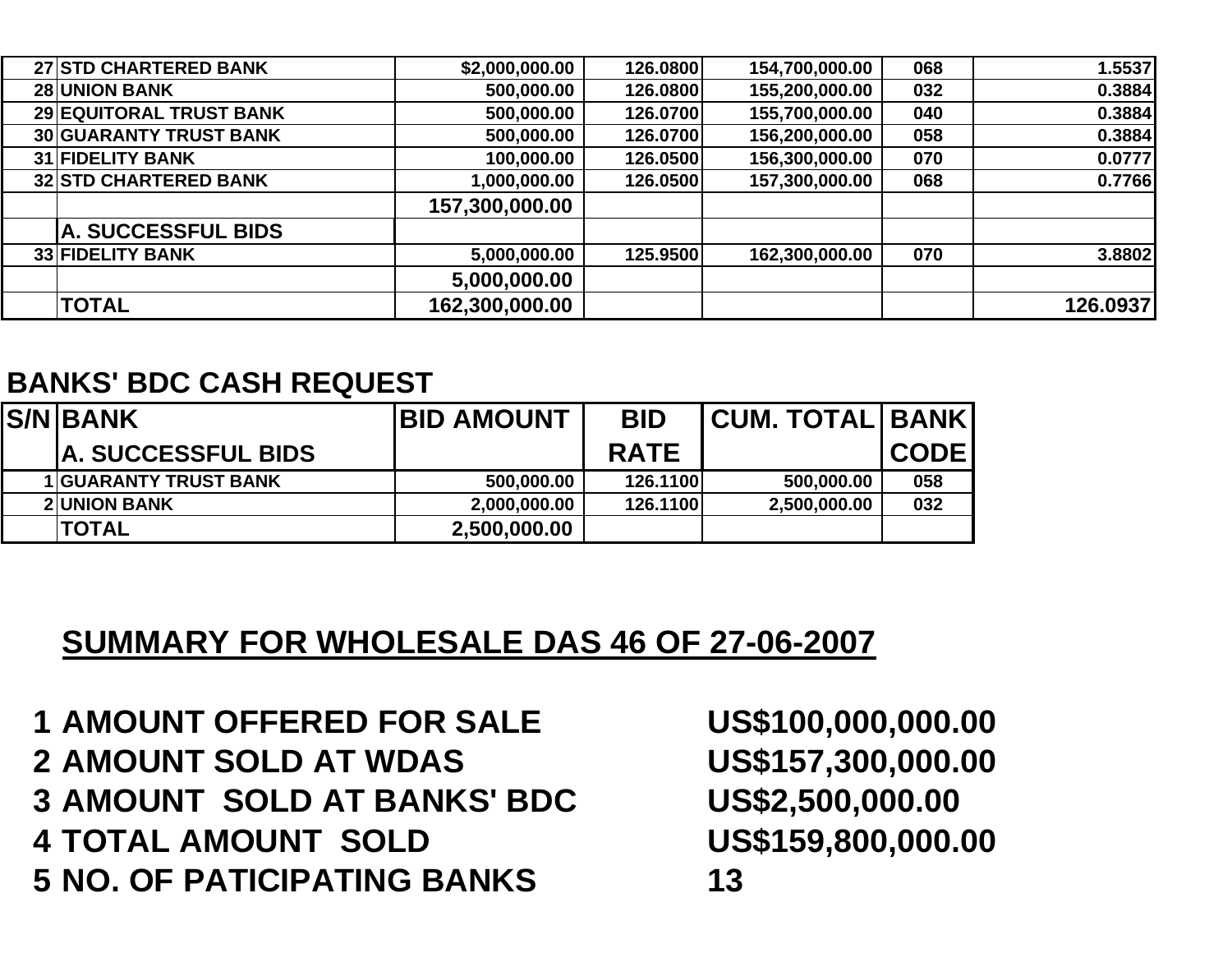| | | | | | | |
|---|---|---|---|---|---|---|
| 27 | STD CHARTERED BANK | $2,000,000.00 | 126.0800 | 154,700,000.00 | 068 | 1.5537 |
| 28 | UNION BANK | 500,000.00 | 126.0800 | 155,200,000.00 | 032 | 0.3884 |
| 29 | EQUITORAL TRUST BANK | 500,000.00 | 126.0700 | 155,700,000.00 | 040 | 0.3884 |
| 30 | GUARANTY TRUST BANK | 500,000.00 | 126.0700 | 156,200,000.00 | 058 | 0.3884 |
| 31 | FIDELITY BANK | 100,000.00 | 126.0500 | 156,300,000.00 | 070 | 0.0777 |
| 32 | STD CHARTERED BANK | 1,000,000.00 | 126.0500 | 157,300,000.00 | 068 | 0.7766 |
| | | 157,300,000.00 | | | | |
| | A. SUCCESSFUL BIDS | | | | | |
| 33 | FIDELITY BANK | 5,000,000.00 | 125.9500 | 162,300,000.00 | 070 | 3.8802 |
| | | 5,000,000.00 | | | | |
| | TOTAL | 162,300,000.00 | | | | 126.0937 |

## BANKS' BDC CASH REQUEST

| S/N | BANK | BID AMOUNT | BID RATE | CUM. TOTAL | BANK CODE |
|---|---|---|---|---|---|
| | A. SUCCESSFUL BIDS | | | | |
| 1 | GUARANTY TRUST BANK | 500,000.00 | 126.1100 | 500,000.00 | 058 |
| 2 | UNION BANK | 2,000,000.00 | 126.1100 | 2,500,000.00 | 032 |
| | TOTAL | 2,500,000.00 | | | |

## SUMMARY FOR WHOLESALE DAS 46 OF 27-06-2007

| | | |
|---|---|---|
| 1 | AMOUNT OFFERED FOR SALE | US$100,000,000.00 |
| 2 | AMOUNT SOLD AT WDAS | US$157,300,000.00 |
| 3 | AMOUNT SOLD AT BANKS' BDC | US$2,500,000.00 |
| 4 | TOTAL AMOUNT SOLD | US$159,800,000.00 |
| 5 | NO. OF PATICIPATING BANKS | 13 |